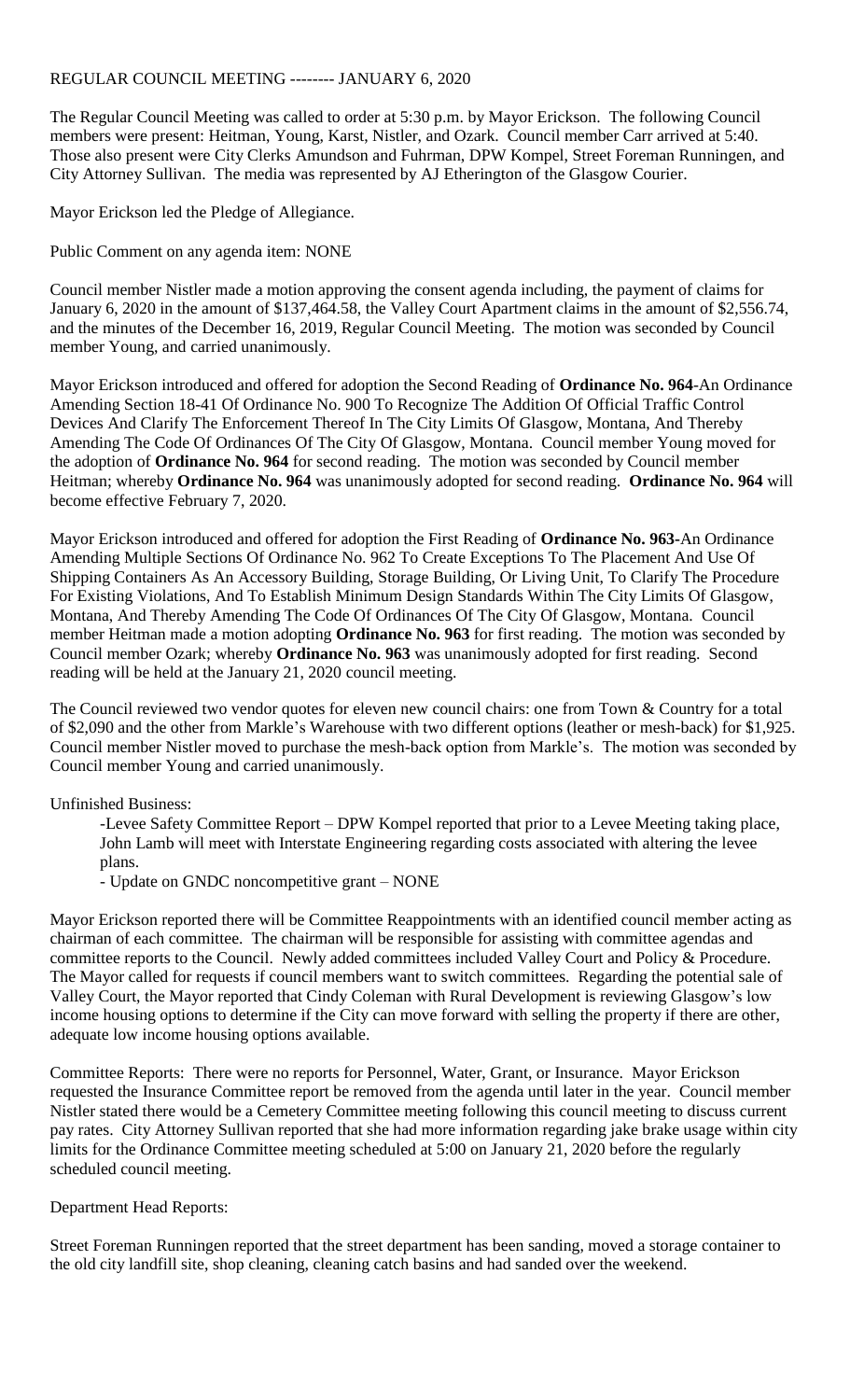REGULAR COUNCIL MEETING -------- JANUARY 6, 2020

The Regular Council Meeting was called to order at 5:30 p.m. by Mayor Erickson. The following Council members were present: Heitman, Young, Karst, Nistler, and Ozark. Council member Carr arrived at 5:40. Those also present were City Clerks Amundson and Fuhrman, DPW Kompel, Street Foreman Runningen, and City Attorney Sullivan. The media was represented by AJ Etherington of the Glasgow Courier.

Mayor Erickson led the Pledge of Allegiance.

Public Comment on any agenda item: NONE

Council member Nistler made a motion approving the consent agenda including, the payment of claims for January 6, 2020 in the amount of $137,464.58, the Valley Court Apartment claims in the amount of $2,556.74, and the minutes of the December 16, 2019, Regular Council Meeting. The motion was seconded by Council member Young, and carried unanimously.

Mayor Erickson introduced and offered for adoption the Second Reading of **Ordinance No. 964**-An Ordinance Amending Section 18-41 Of Ordinance No. 900 To Recognize The Addition Of Official Traffic Control Devices And Clarify The Enforcement Thereof In The City Limits Of Glasgow, Montana, And Thereby Amending The Code Of Ordinances Of The City Of Glasgow, Montana. Council member Young moved for the adoption of **Ordinance No. 964** for second reading. The motion was seconded by Council member Heitman; whereby **Ordinance No. 964** was unanimously adopted for second reading. **Ordinance No. 964** will become effective February 7, 2020.

Mayor Erickson introduced and offered for adoption the First Reading of **Ordinance No. 963**-An Ordinance Amending Multiple Sections Of Ordinance No. 962 To Create Exceptions To The Placement And Use Of Shipping Containers As An Accessory Building, Storage Building, Or Living Unit, To Clarify The Procedure For Existing Violations, And To Establish Minimum Design Standards Within The City Limits Of Glasgow, Montana, And Thereby Amending The Code Of Ordinances Of The City Of Glasgow, Montana. Council member Heitman made a motion adopting **Ordinance No. 963** for first reading. The motion was seconded by Council member Ozark; whereby **Ordinance No. 963** was unanimously adopted for first reading. Second reading will be held at the January 21, 2020 council meeting.

The Council reviewed two vendor quotes for eleven new council chairs: one from Town & Country for a total of $2,090 and the other from Markle's Warehouse with two different options (leather or mesh-back) for $1,925. Council member Nistler moved to purchase the mesh-back option from Markle's. The motion was seconded by Council member Young and carried unanimously.

Unfinished Business:

-Levee Safety Committee Report – DPW Kompel reported that prior to a Levee Meeting taking place, John Lamb will meet with Interstate Engineering regarding costs associated with altering the levee plans.

- Update on GNDC noncompetitive grant – NONE

Mayor Erickson reported there will be Committee Reappointments with an identified council member acting as chairman of each committee. The chairman will be responsible for assisting with committee agendas and committee reports to the Council. Newly added committees included Valley Court and Policy & Procedure. The Mayor called for requests if council members want to switch committees. Regarding the potential sale of Valley Court, the Mayor reported that Cindy Coleman with Rural Development is reviewing Glasgow's low income housing options to determine if the City can move forward with selling the property if there are other, adequate low income housing options available.

Committee Reports: There were no reports for Personnel, Water, Grant, or Insurance. Mayor Erickson requested the Insurance Committee report be removed from the agenda until later in the year. Council member Nistler stated there would be a Cemetery Committee meeting following this council meeting to discuss current pay rates. City Attorney Sullivan reported that she had more information regarding jake brake usage within city limits for the Ordinance Committee meeting scheduled at 5:00 on January 21, 2020 before the regularly scheduled council meeting.

Department Head Reports:

Street Foreman Runningen reported that the street department has been sanding, moved a storage container to the old city landfill site, shop cleaning, cleaning catch basins and had sanded over the weekend.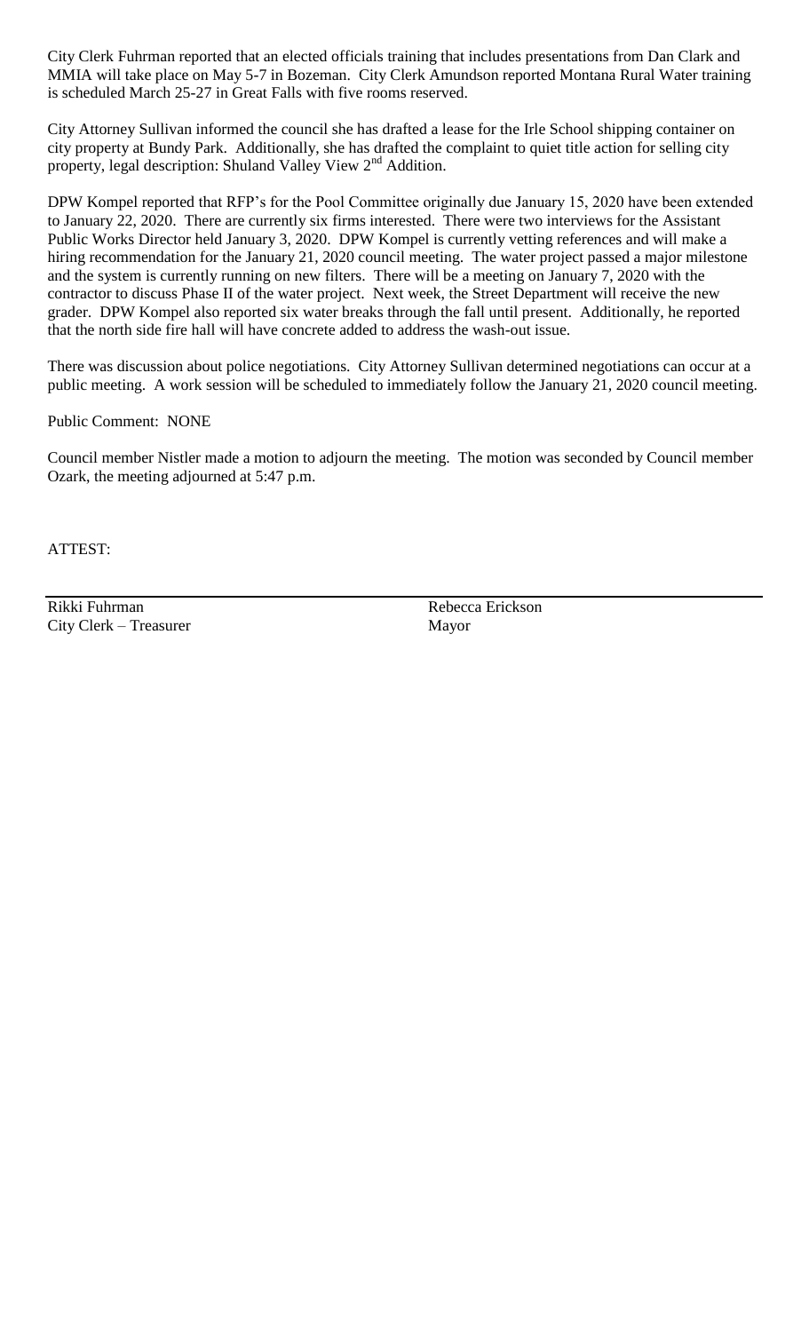City Clerk Fuhrman reported that an elected officials training that includes presentations from Dan Clark and MMIA will take place on May 5-7 in Bozeman. City Clerk Amundson reported Montana Rural Water training is scheduled March 25-27 in Great Falls with five rooms reserved.

City Attorney Sullivan informed the council she has drafted a lease for the Irle School shipping container on city property at Bundy Park. Additionally, she has drafted the complaint to quiet title action for selling city property, legal description: Shuland Valley View 2nd Addition.

DPW Kompel reported that RFP's for the Pool Committee originally due January 15, 2020 have been extended to January 22, 2020. There are currently six firms interested. There were two interviews for the Assistant Public Works Director held January 3, 2020. DPW Kompel is currently vetting references and will make a hiring recommendation for the January 21, 2020 council meeting. The water project passed a major milestone and the system is currently running on new filters. There will be a meeting on January 7, 2020 with the contractor to discuss Phase II of the water project. Next week, the Street Department will receive the new grader. DPW Kompel also reported six water breaks through the fall until present. Additionally, he reported that the north side fire hall will have concrete added to address the wash-out issue.

There was discussion about police negotiations. City Attorney Sullivan determined negotiations can occur at a public meeting. A work session will be scheduled to immediately follow the January 21, 2020 council meeting.

Public Comment: NONE

Council member Nistler made a motion to adjourn the meeting. The motion was seconded by Council member Ozark, the meeting adjourned at 5:47 p.m.

ATTEST:

Rikki Fuhrman
City Clerk – Treasurer

Rebecca Erickson
Mayor